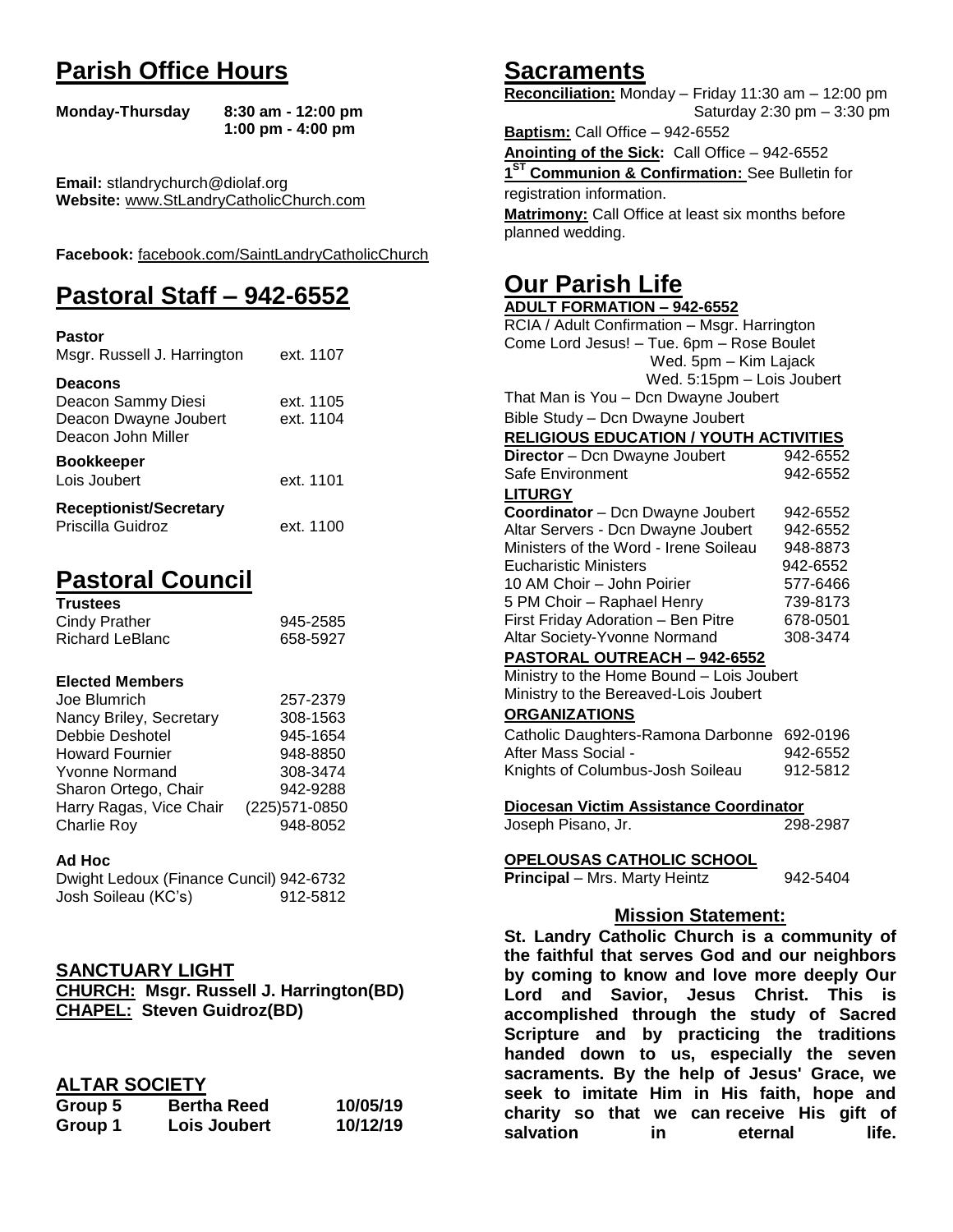# Parish Office Hours

**Monday-Thursday** **8:30 am - 12:00 pm**
**1:00 pm - 4:00 pm**

**Email:** stlandrychurch@diolaf.org
**Website:** www.StLandryCatholicChurch.com

**Facebook:** facebook.com/SaintLandryCatholicChurch

# Pastoral Staff – 942-6552

**Pastor**
Msgr. Russell J. Harrington ext. 1107

**Deacons**
Deacon Sammy Diesi ext. 1105
Deacon Dwayne Joubert ext. 1104
Deacon John Miller

**Bookkeeper**
Lois Joubert ext. 1101

**Receptionist/Secretary**
Priscilla Guidroz ext. 1100

# Pastoral Council

**Trustees**

| | |
|---|---|
| Cindy Prather | 945-2585 |
| Richard LeBlanc | 658-5927 |

**Elected Members**

| | |
|---|---|
| Joe Blumrich | 257-2379 |
| Nancy Briley, Secretary | 308-1563 |
| Debbie Deshotel | 945-1654 |
| Howard Fournier | 948-8850 |
| Yvonne Normand | 308-3474 |
| Sharon Ortego, Chair | 942-9288 |
| Harry Ragas, Vice Chair | (225)571-0850 |
| Charlie Roy | 948-8052 |

**Ad Hoc**

| | |
|---|---|
| Dwight Ledoux (Finance Cuncil) | 942-6732 |
| Josh Soileau (KC's) | 912-5812 |

## SANCTUARY LIGHT

**CHURCH: Msgr. Russell J. Harrington(BD)**
**CHAPEL: Steven Guidroz(BD)**

## ALTAR SOCIETY

| | | |
|---|---|---|
| **Group 5** | **Bertha Reed** | **10/05/19** |
| **Group 1** | **Lois Joubert** | **10/12/19** |

# Sacraments

**Reconciliation:** Monday – Friday 11:30 am – 12:00 pm
Saturday 2:30 pm – 3:30 pm

**Baptism:** Call Office – 942-6552

**Anointing of the Sick:** Call Office – 942-6552

**1ST Communion & Confirmation:** See Bulletin for registration information.

**Matrimony:** Call Office at least six months before planned wedding.

# Our Parish Life

**ADULT FORMATION – 942-6552**

RCIA / Adult Confirmation – Msgr. Harrington
Come Lord Jesus! – Tue. 6pm – Rose Boulet
Wed. 5pm – Kim Lajack
Wed. 5:15pm – Lois Joubert
That Man is You – Dcn Dwayne Joubert
Bible Study – Dcn Dwayne Joubert

**RELIGIOUS EDUCATION / YOUTH ACTIVITIES**

| | |
|---|---|
| **Director** – Dcn Dwayne Joubert | 942-6552 |
| Safe Environment | 942-6552 |

**LITURGY**

| | |
|---|---|
| **Coordinator** – Dcn Dwayne Joubert | 942-6552 |
| Altar Servers - Dcn Dwayne Joubert | 942-6552 |
| Ministers of the Word - Irene Soileau | 948-8873 |
| Eucharistic Ministers | 942-6552 |
| 10 AM Choir – John Poirier | 577-6466 |
| 5 PM Choir – Raphael Henry | 739-8173 |
| First Friday Adoration – Ben Pitre | 678-0501 |
| Altar Society-Yvonne Normand | 308-3474 |

**PASTORAL OUTREACH – 942-6552**

Ministry to the Home Bound – Lois Joubert
Ministry to the Bereaved-Lois Joubert

**ORGANIZATIONS**

| | |
|---|---|
| Catholic Daughters-Ramona Darbonne | 692-0196 |
| After Mass Social - | 942-6552 |
| Knights of Columbus-Josh Soileau | 912-5812 |

**Diocesan Victim Assistance Coordinator**
Joseph Pisano, Jr. 298-2987

**OPELOUSAS CATHOLIC SCHOOL**
**Principal** – Mrs. Marty Heintz 942-5404

## Mission Statement:

**St. Landry Catholic Church is a community of the faithful that serves God and our neighbors by coming to know and love more deeply Our Lord and Savior, Jesus Christ. This is accomplished through the study of Sacred Scripture and by practicing the traditions handed down to us, especially the seven sacraments. By the help of Jesus' Grace, we seek to imitate Him in His faith, hope and charity so that we can receive His gift of salvation in eternal life.**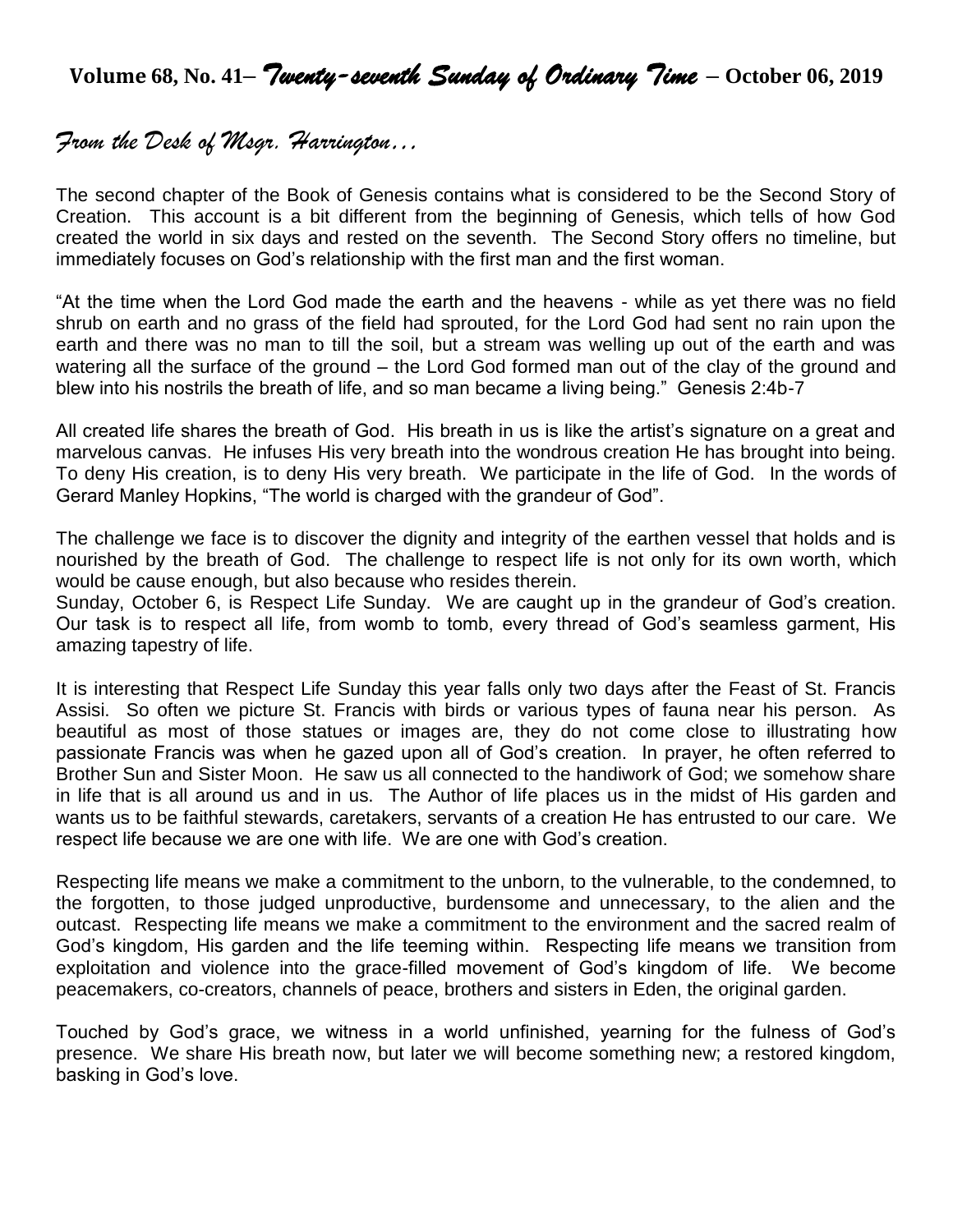# Volume 68, No. 41– *Twenty-seventh Sunday of Ordinary Time* – October 06, 2019

## *From the Desk of Msgr. Harrington…*

The second chapter of the Book of Genesis contains what is considered to be the Second Story of Creation. This account is a bit different from the beginning of Genesis, which tells of how God created the world in six days and rested on the seventh. The Second Story offers no timeline, but immediately focuses on God's relationship with the first man and the first woman.

"At the time when the Lord God made the earth and the heavens - while as yet there was no field shrub on earth and no grass of the field had sprouted, for the Lord God had sent no rain upon the earth and there was no man to till the soil, but a stream was welling up out of the earth and was watering all the surface of the ground – the Lord God formed man out of the clay of the ground and blew into his nostrils the breath of life, and so man became a living being." Genesis 2:4b-7

All created life shares the breath of God. His breath in us is like the artist's signature on a great and marvelous canvas. He infuses His very breath into the wondrous creation He has brought into being. To deny His creation, is to deny His very breath. We participate in the life of God. In the words of Gerard Manley Hopkins, "The world is charged with the grandeur of God".

The challenge we face is to discover the dignity and integrity of the earthen vessel that holds and is nourished by the breath of God. The challenge to respect life is not only for its own worth, which would be cause enough, but also because who resides therein.

Sunday, October 6, is Respect Life Sunday. We are caught up in the grandeur of God's creation. Our task is to respect all life, from womb to tomb, every thread of God's seamless garment, His amazing tapestry of life.

It is interesting that Respect Life Sunday this year falls only two days after the Feast of St. Francis Assisi. So often we picture St. Francis with birds or various types of fauna near his person. As beautiful as most of those statues or images are, they do not come close to illustrating how passionate Francis was when he gazed upon all of God's creation. In prayer, he often referred to Brother Sun and Sister Moon. He saw us all connected to the handiwork of God; we somehow share in life that is all around us and in us. The Author of life places us in the midst of His garden and wants us to be faithful stewards, caretakers, servants of a creation He has entrusted to our care. We respect life because we are one with life. We are one with God's creation.

Respecting life means we make a commitment to the unborn, to the vulnerable, to the condemned, to the forgotten, to those judged unproductive, burdensome and unnecessary, to the alien and the outcast. Respecting life means we make a commitment to the environment and the sacred realm of God's kingdom, His garden and the life teeming within. Respecting life means we transition from exploitation and violence into the grace-filled movement of God's kingdom of life. We become peacemakers, co-creators, channels of peace, brothers and sisters in Eden, the original garden.

Touched by God's grace, we witness in a world unfinished, yearning for the fulness of God's presence. We share His breath now, but later we will become something new; a restored kingdom, basking in God's love.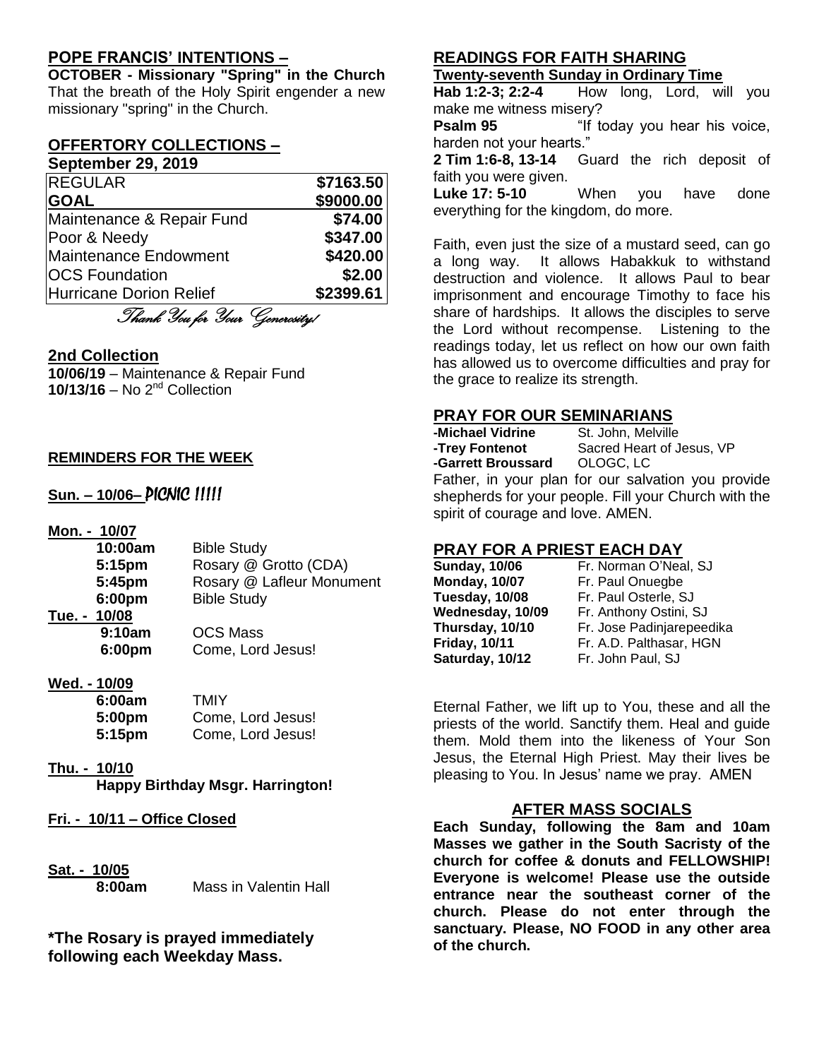## POPE FRANCIS' INTENTIONS –

**OCTOBER - Missionary "Spring" in the Church**
That the breath of the Holy Spirit engender a new missionary "spring" in the Church.

## OFFERTORY COLLECTIONS –

**September 29, 2019**

| | |
|---|---|
| REGULAR | **$7163.50** |
| **GOAL** | **$9000.00** |
| Maintenance & Repair Fund | **$74.00** |
| Poor & Needy | **$347.00** |
| Maintenance Endowment | **$420.00** |
| OCS Foundation | **$2.00** |
| Hurricane Dorion Relief | **$2399.61** |

*Thank You for Your Generosity!*

## 2nd Collection

**10/06/19** – Maintenance & Repair Fund
**10/13/16** – No 2nd Collection

### REMINDERS FOR THE WEEK

**Sun. – 10/06–** *PICNIC !!!!!*

**Mon. - 10/07**

| | |
|---|---|
| 10:00am | Bible Study |
| 5:15pm | Rosary @ Grotto (CDA) |
| 5:45pm | Rosary @ Lafleur Monument |
| 6:00pm | Bible Study |

**Tue. - 10/08**

| | |
|---|---|
| 9:10am | OCS Mass |
| 6:00pm | Come, Lord Jesus! |

**Wed. - 10/09**

| | |
|---|---|
| 6:00am | TMIY |
| 5:00pm | Come, Lord Jesus! |
| 5:15pm | Come, Lord Jesus! |

**Thu. - 10/10**
**Happy Birthday Msgr. Harrington!**

**Fri. - 10/11 – Office Closed**

**Sat. - 10/05**
**8:00am** Mass in Valentin Hall

**\*The Rosary is prayed immediately following each Weekday Mass.**

## READINGS FOR FAITH SHARING

**Twenty-seventh Sunday in Ordinary Time**

**Hab 1:2-3; 2:2-4** How long, Lord, will you make me witness misery?
**Psalm 95** "If today you hear his voice, harden not your hearts."
**2 Tim 1:6-8, 13-14** Guard the rich deposit of faith you were given.
**Luke 17: 5-10** When you have done everything for the kingdom, do more.

Faith, even just the size of a mustard seed, can go a long way. It allows Habakkuk to withstand destruction and violence. It allows Paul to bear imprisonment and encourage Timothy to face his share of hardships. It allows the disciples to serve the Lord without recompense. Listening to the readings today, let us reflect on how our own faith has allowed us to overcome difficulties and pray for the grace to realize its strength.

## PRAY FOR OUR SEMINARIANS

| | |
|---|---|
| **-Michael Vidrine** | St. John, Melville |
| **-Trey Fontenot** | Sacred Heart of Jesus, VP |
| **-Garrett Broussard** | OLOGC, LC |

Father, in your plan for our salvation you provide shepherds for your people. Fill your Church with the spirit of courage and love. AMEN.

## PRAY FOR A PRIEST EACH DAY

| | |
|---|---|
| **Sunday, 10/06** | Fr. Norman O'Neal, SJ |
| **Monday, 10/07** | Fr. Paul Onuegbe |
| **Tuesday, 10/08** | Fr. Paul Osterle, SJ |
| **Wednesday, 10/09** | Fr. Anthony Ostini, SJ |
| **Thursday, 10/10** | Fr. Jose Padinjarepeedika |
| **Friday, 10/11** | Fr. A.D. Palthasar, HGN |
| **Saturday, 10/12** | Fr. John Paul, SJ |

Eternal Father, we lift up to You, these and all the priests of the world. Sanctify them. Heal and guide them. Mold them into the likeness of Your Son Jesus, the Eternal High Priest. May their lives be pleasing to You. In Jesus' name we pray. AMEN

## AFTER MASS SOCIALS

**Each Sunday, following the 8am and 10am Masses we gather in the South Sacristy of the church for coffee & donuts and FELLOWSHIP! Everyone is welcome! Please use the outside entrance near the southeast corner of the church. Please do not enter through the sanctuary. Please, NO FOOD in any other area of the church.**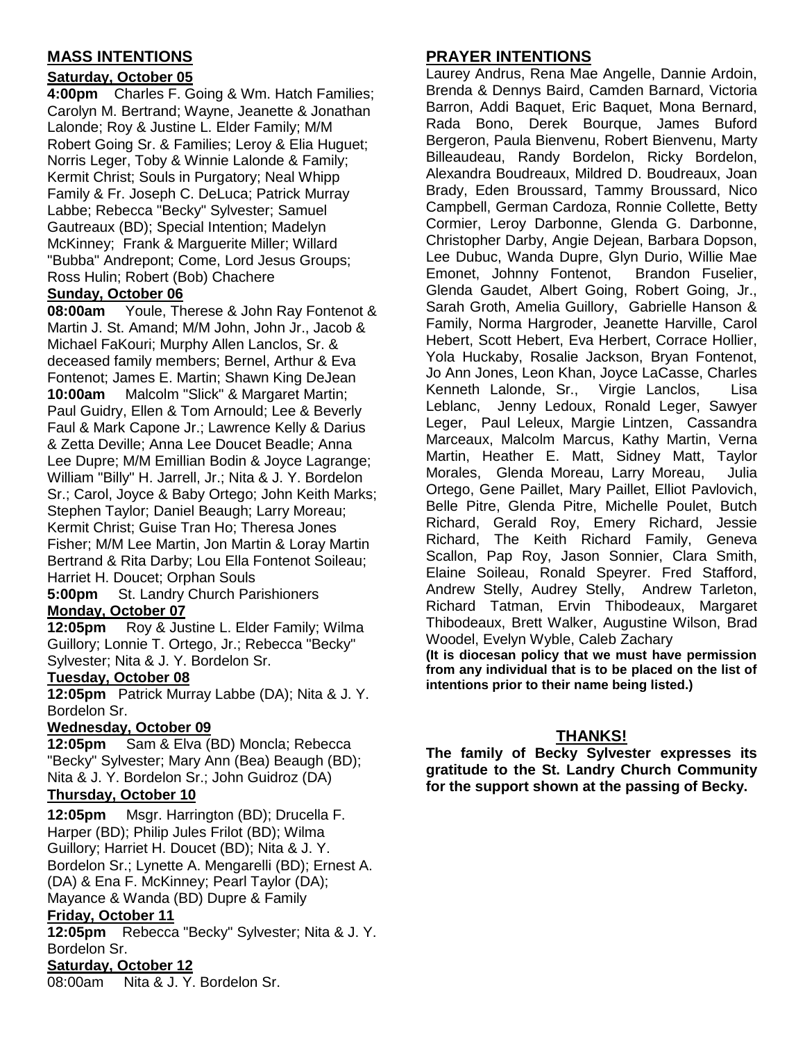## MASS INTENTIONS

**Saturday, October 05**

**4:00pm** Charles F. Going & Wm. Hatch Families; Carolyn M. Bertrand; Wayne, Jeanette & Jonathan Lalonde; Roy & Justine L. Elder Family; M/M Robert Going Sr. & Families; Leroy & Elia Huguet; Norris Leger, Toby & Winnie Lalonde & Family; Kermit Christ; Souls in Purgatory; Neal Whipp Family & Fr. Joseph C. DeLuca; Patrick Murray Labbe; Rebecca "Becky" Sylvester; Samuel Gautreaux (BD); Special Intention; Madelyn McKinney; Frank & Marguerite Miller; Willard "Bubba" Andrepont; Come, Lord Jesus Groups; Ross Hulin; Robert (Bob) Chachere

**Sunday, October 06**

**08:00am** Youle, Therese & John Ray Fontenot & Martin J. St. Amand; M/M John, John Jr., Jacob & Michael FaKouri; Murphy Allen Lanclos, Sr. & deceased family members; Bernel, Arthur & Eva Fontenot; James E. Martin; Shawn King DeJean

**10:00am** Malcolm "Slick" & Margaret Martin; Paul Guidry, Ellen & Tom Arnould; Lee & Beverly Faul & Mark Capone Jr.; Lawrence Kelly & Darius & Zetta Deville; Anna Lee Doucet Beadle; Anna Lee Dupre; M/M Emillian Bodin & Joyce Lagrange; William "Billy" H. Jarrell, Jr.; Nita & J. Y. Bordelon Sr.; Carol, Joyce & Baby Ortego; John Keith Marks; Stephen Taylor; Daniel Beaugh; Larry Moreau; Kermit Christ; Guise Tran Ho; Theresa Jones Fisher; M/M Lee Martin, Jon Martin & Loray Martin Bertrand & Rita Darby; Lou Ella Fontenot Soileau; Harriet H. Doucet; Orphan Souls

**5:00pm** St. Landry Church Parishioners

**Monday, October 07**

**12:05pm** Roy & Justine L. Elder Family; Wilma Guillory; Lonnie T. Ortego, Jr.; Rebecca "Becky" Sylvester; Nita & J. Y. Bordelon Sr.

**Tuesday, October 08**

**12:05pm** Patrick Murray Labbe (DA); Nita & J. Y. Bordelon Sr.

**Wednesday, October 09**

**12:05pm** Sam & Elva (BD) Moncla; Rebecca "Becky" Sylvester; Mary Ann (Bea) Beaugh (BD); Nita & J. Y. Bordelon Sr.; John Guidroz (DA)

**Thursday, October 10**

**12:05pm** Msgr. Harrington (BD); Drucella F. Harper (BD); Philip Jules Frilot (BD); Wilma Guillory; Harriet H. Doucet (BD); Nita & J. Y. Bordelon Sr.; Lynette A. Mengarelli (BD); Ernest A. (DA) & Ena F. McKinney; Pearl Taylor (DA); Mayance & Wanda (BD) Dupre & Family

**Friday, October 11**

**12:05pm** Rebecca "Becky" Sylvester; Nita & J. Y. Bordelon Sr.

**Saturday, October 12**

08:00am Nita & J. Y. Bordelon Sr.

## PRAYER INTENTIONS

Laurey Andrus, Rena Mae Angelle, Dannie Ardoin, Brenda & Dennys Baird, Camden Barnard, Victoria Barron, Addi Baquet, Eric Baquet, Mona Bernard, Rada Bono, Derek Bourque, James Buford Bergeron, Paula Bienvenu, Robert Bienvenu, Marty Billeaudeau, Randy Bordelon, Ricky Bordelon, Alexandra Boudreaux, Mildred D. Boudreaux, Joan Brady, Eden Broussard, Tammy Broussard, Nico Campbell, German Cardoza, Ronnie Collette, Betty Cormier, Leroy Darbonne, Glenda G. Darbonne, Christopher Darby, Angie Dejean, Barbara Dopson, Lee Dubuc, Wanda Dupre, Glyn Durio, Willie Mae Emonet, Johnny Fontenot, Brandon Fuselier, Glenda Gaudet, Albert Going, Robert Going, Jr., Sarah Groth, Amelia Guillory, Gabrielle Hanson & Family, Norma Hargroder, Jeanette Harville, Carol Hebert, Scott Hebert, Eva Herbert, Corrace Hollier, Yola Huckaby, Rosalie Jackson, Bryan Fontenot, Jo Ann Jones, Leon Khan, Joyce LaCasse, Charles Kenneth Lalonde, Sr., Virgie Lanclos, Lisa Leblanc, Jenny Ledoux, Ronald Leger, Sawyer Leger, Paul Leleux, Margie Lintzen, Cassandra Marceaux, Malcolm Marcus, Kathy Martin, Verna Martin, Heather E. Matt, Sidney Matt, Taylor Morales, Glenda Moreau, Larry Moreau, Julia Ortego, Gene Paillet, Mary Paillet, Elliot Pavlovich, Belle Pitre, Glenda Pitre, Michelle Poulet, Butch Richard, Gerald Roy, Emery Richard, Jessie Richard, The Keith Richard Family, Geneva Scallon, Pap Roy, Jason Sonnier, Clara Smith, Elaine Soileau, Ronald Speyrer. Fred Stafford, Andrew Stelly, Audrey Stelly, Andrew Tarleton, Richard Tatman, Ervin Thibodeaux, Margaret Thibodeaux, Brett Walker, Augustine Wilson, Brad Woodel, Evelyn Wyble, Caleb Zachary

**(It is diocesan policy that we must have permission from any individual that is to be placed on the list of intentions prior to their name being listed.)**

## THANKS!

**The family of Becky Sylvester expresses its gratitude to the St. Landry Church Community for the support shown at the passing of Becky.**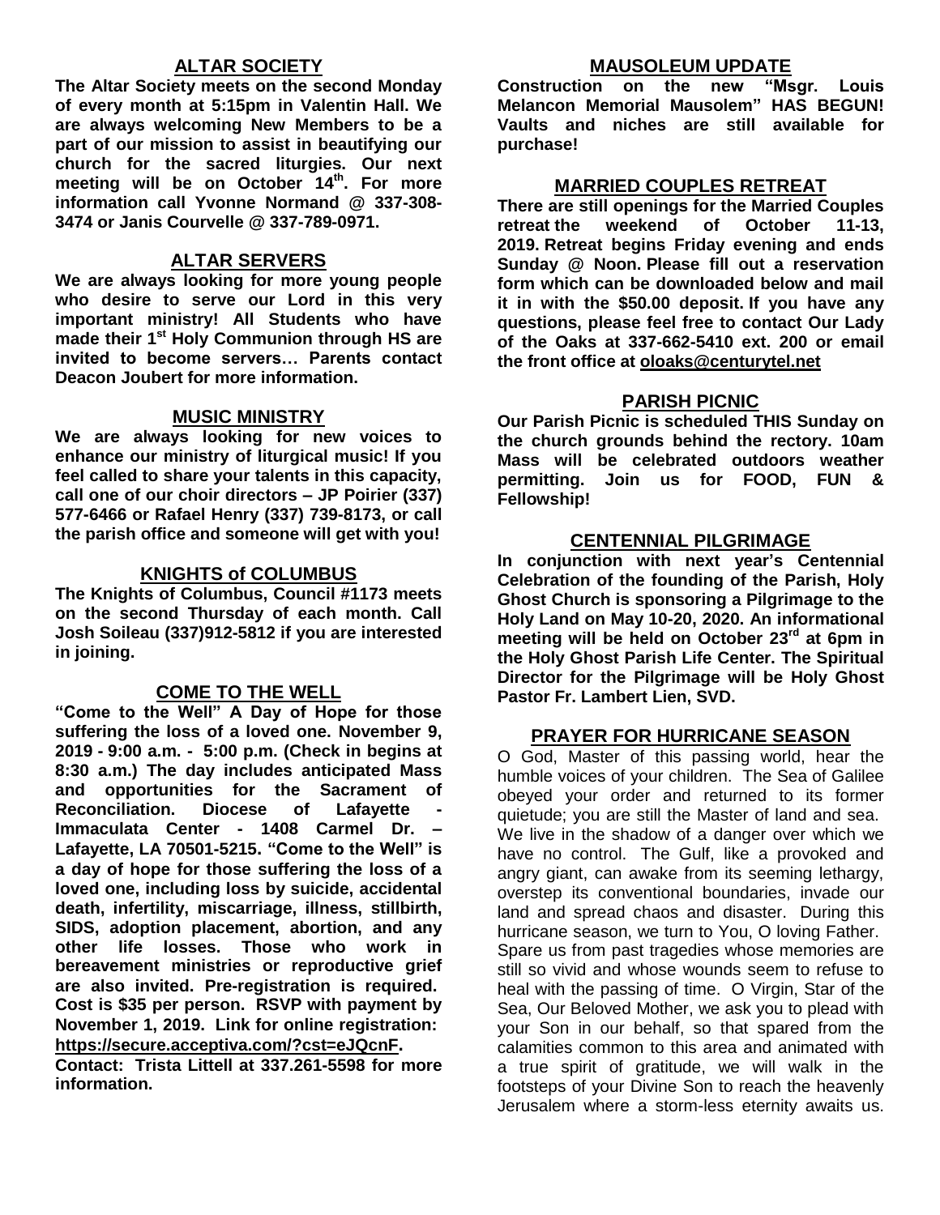## ALTAR SOCIETY

**The Altar Society meets on the second Monday of every month at 5:15pm in Valentin Hall. We are always welcoming New Members to be a part of our mission to assist in beautifying our church for the sacred liturgies. Our next meeting will be on October 14th. For more information call Yvonne Normand @ 337-308-3474 or Janis Courvelle @ 337-789-0971.**

## ALTAR SERVERS

**We are always looking for more young people who desire to serve our Lord in this very important ministry! All Students who have made their 1st Holy Communion through HS are invited to become servers… Parents contact Deacon Joubert for more information.**

## MUSIC MINISTRY

**We are always looking for new voices to enhance our ministry of liturgical music! If you feel called to share your talents in this capacity, call one of our choir directors – JP Poirier (337) 577-6466 or Rafael Henry (337) 739-8173, or call the parish office and someone will get with you!**

## KNIGHTS of COLUMBUS

**The Knights of Columbus, Council #1173 meets on the second Thursday of each month. Call Josh Soileau (337)912-5812 if you are interested in joining.**

## COME TO THE WELL

**"Come to the Well" A Day of Hope for those suffering the loss of a loved one. November 9, 2019 - 9:00 a.m. - 5:00 p.m. (Check in begins at 8:30 a.m.) The day includes anticipated Mass and opportunities for the Sacrament of Reconciliation. Diocese of Lafayette - Immaculata Center - 1408 Carmel Dr. – Lafayette, LA 70501-5215. "Come to the Well" is a day of hope for those suffering the loss of a loved one, including loss by suicide, accidental death, infertility, miscarriage, illness, stillbirth, SIDS, adoption placement, abortion, and any other life losses. Those who work in bereavement ministries or reproductive grief are also invited. Pre-registration is required. Cost is $35 per person. RSVP with payment by November 1, 2019. Link for online registration: https://secure.acceptiva.com/?cst=eJQcnF.**

**Contact: Trista Littell at 337.261-5598 for more information.**

## MAUSOLEUM UPDATE

**Construction on the new "Msgr. Louis Melancon Memorial Mausolem" HAS BEGUN! Vaults and niches are still available for purchase!**

## MARRIED COUPLES RETREAT

**There are still openings for the Married Couples retreat the weekend of October 11-13, 2019. Retreat begins Friday evening and ends Sunday @ Noon. Please fill out a reservation form which can be downloaded below and mail it in with the $50.00 deposit. If you have any questions, please feel free to contact Our Lady of the Oaks at 337-662-5410 ext. 200 or email the front office at oloaks@centurytel.net**

## PARISH PICNIC

**Our Parish Picnic is scheduled THIS Sunday on the church grounds behind the rectory. 10am Mass will be celebrated outdoors weather permitting. Join us for FOOD, FUN & Fellowship!**

## CENTENNIAL PILGRIMAGE

**In conjunction with next year's Centennial Celebration of the founding of the Parish, Holy Ghost Church is sponsoring a Pilgrimage to the Holy Land on May 10-20, 2020. An informational meeting will be held on October 23rd at 6pm in the Holy Ghost Parish Life Center. The Spiritual Director for the Pilgrimage will be Holy Ghost Pastor Fr. Lambert Lien, SVD.**

## PRAYER FOR HURRICANE SEASON

O God, Master of this passing world, hear the humble voices of your children. The Sea of Galilee obeyed your order and returned to its former quietude; you are still the Master of land and sea. We live in the shadow of a danger over which we have no control. The Gulf, like a provoked and angry giant, can awake from its seeming lethargy, overstep its conventional boundaries, invade our land and spread chaos and disaster. During this hurricane season, we turn to You, O loving Father. Spare us from past tragedies whose memories are still so vivid and whose wounds seem to refuse to heal with the passing of time. O Virgin, Star of the Sea, Our Beloved Mother, we ask you to plead with your Son in our behalf, so that spared from the calamities common to this area and animated with a true spirit of gratitude, we will walk in the footsteps of your Divine Son to reach the heavenly Jerusalem where a storm-less eternity awaits us.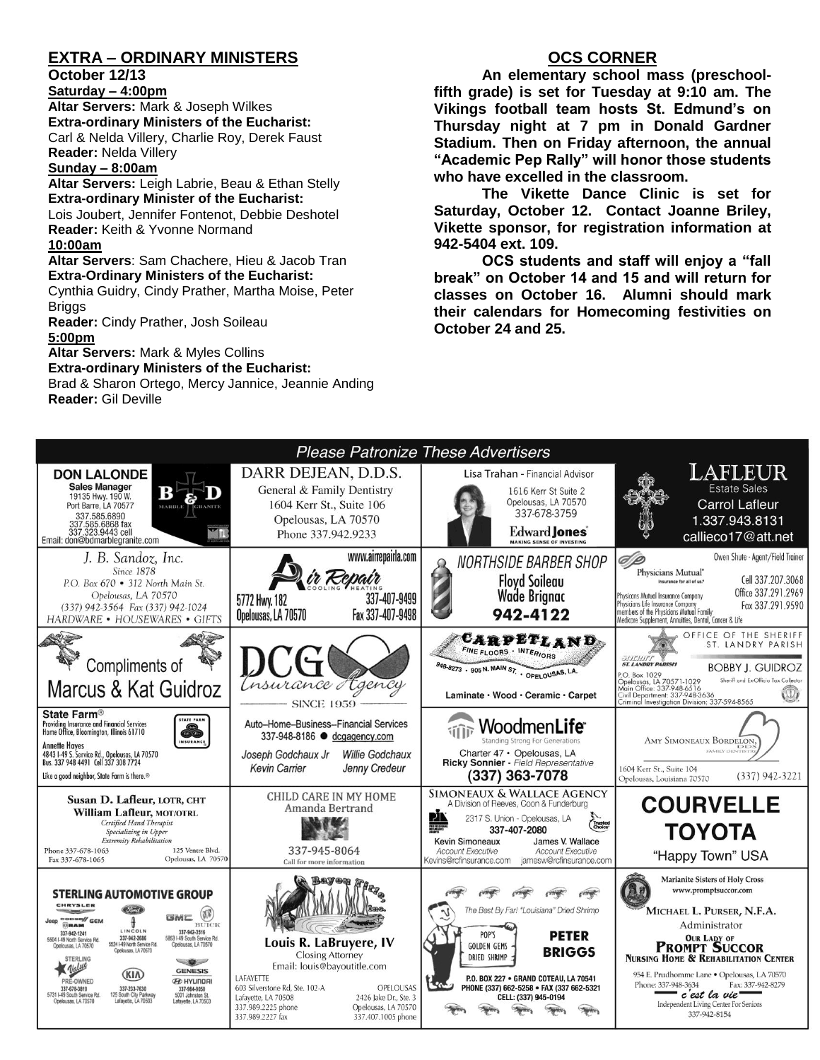## EXTRA – ORDINARY MINISTERS

**October 12/13**

**Saturday – 4:00pm**

**Altar Servers:** Mark & Joseph Wilkes
**Extra-ordinary Ministers of the Eucharist:**
Carl & Nelda Villery, Charlie Roy, Derek Faust
**Reader:** Nelda Villery

**Sunday – 8:00am**

**Altar Servers:** Leigh Labrie, Beau & Ethan Stelly
**Extra-ordinary Minister of the Eucharist:**
Lois Joubert, Jennifer Fontenot, Debbie Deshotel
**Reader:** Keith & Yvonne Normand

**10:00am**

**Altar Servers**: Sam Chachere, Hieu & Jacob Tran
**Extra-Ordinary Ministers of the Eucharist:**
Cynthia Guidry, Cindy Prather, Martha Moise, Peter Briggs
**Reader:** Cindy Prather, Josh Soileau

**5:00pm**

**Altar Servers:** Mark & Myles Collins
**Extra-ordinary Ministers of the Eucharist:**
Brad & Sharon Ortego, Mercy Jannice, Jeannie Anding
**Reader:** Gil Deville

## OCS CORNER

**An elementary school mass (preschool-fifth grade) is set for Tuesday at 9:10 am. The Vikings football team hosts St. Edmund's on Thursday night at 7 pm in Donald Gardner Stadium. Then on Friday afternoon, the annual "Academic Pep Rally" will honor those students who have excelled in the classroom.**

**The Vikette Dance Clinic is set for Saturday, October 12. Contact Joanne Briley, Vikette sponsor, for registration information at 942-5404 ext. 109.**

**OCS students and staff will enjoy a "fall break" on October 14 and 15 and will return for classes on October 16. Alumni should mark their calendars for Homecoming festivities on October 24 and 25.**

## Please Patronize These Advertisers

**DON LALONDE** – Sales Manager, B & D Marble Granite, 19135 Hwy. 190 W., Port Barre, LA 70577, 337.585.6890, 337.585.6868 fax, 337.323.9443 cell, Email: don@bdmarblegranite.com

**DARR DEJEAN, D.D.S.** – General & Family Dentistry, 1604 Kerr St., Suite 106, Opelousas, LA 70570, Phone 337.942.9233

**Lisa Trahan** - Financial Advisor, 1616 Kerr St Suite 2, Opelousas, LA 70570, 337-678-3759, Edward Jones – Making Sense of Investing

**LAFLEUR Estate Sales** – Carrol Lafleur, 1.337.943.8131, callieco17@att.net

**J. B. Sandoz, Inc.** – Since 1878, P.O. Box 670 • 312 North Main St., Opelousas, LA 70570, (337) 942-3564 Fax (337) 942-1024, HARDWARE • HOUSEWARES • GIFTS

**Air Repair** – Cooling Heating, www.airrepairla.com, 5772 Hwy. 182, Opelousas, LA 70570, 337-407-9499, Fax 337-407-9498

**NORTHSIDE BARBER SHOP** – Floyd Soileau, Wade Brignac, 942-4122

**Physicians Mutual** – Owen Shute - Agent/Field Trainer, Cell 337.207.3068, Office 337.291.2969, Fax 337.291.9590, Physicians Mutual Insurance Company, Physicians Life Insurance Company, members of the Physicians Mutual Family, Medicare Supplement, Annuities, Dental, Cancer & Life

**Compliments of Marcus & Kat Guidroz**

**DCG Insurance Agency** – Since 1959

**CARPETLAND** – Fine Floors • Interiors, 948-8273 • 905 N. Main St. • Opelousas, LA, Laminate • Wood • Ceramic • Carpet

**OFFICE OF THE SHERIFF ST. LANDRY PARISH** – BOBBY J. GUIDROZ, Sheriff and Ex-Officio Tax Collector, P.O. Box 1029, Opelousas, LA 70571-1029, Main Office: 337-948-6516, Civil Department: 337-948-3636, Criminal Investigation Division: 337-594-8565

**State Farm** – Providing Insurance and Financial Services, Home Office, Bloomington, Illinois 61710, Annette Hayes, 4843 I-49 S. Service Rd., Opelousas, LA 70570, Bus. 337 948 4491 Cell 337 308 7724, Like a good neighbor, State Farm is there.

**Auto–Home–Business--Financial Services** – 337-948-8186 • dcgagency.com, Joseph Godchaux Jr, Willie Godchaux, Kevin Carrier, Jenny Credeur

**WoodmenLife** – Standing Strong For Generations, Charter 47 • Opelousas, LA, Ricky Sonnier - Field Representative, (337) 363-7078

**AMY SIMONEAUX BORDELON, DDS** – Family Dentistry, 1604 Kerr St., Suite 104, Opelousas, Louisiana 70570, (337) 942-3221

**Susan D. Lafleur, LOTR, CHT** – **William Lafleur, MOT/OTRL**, Certified Hand Therapist, Specializing in Upper Extremity Rehabilitation, Phone 337-678-1063, Fax 337-678-1065, 125 Ventre Blvd., Opelousas, LA 70570

**CHILD CARE IN MY HOME** – Amanda Bertrand, 337-945-8064, Call for more information

**SIMONEAUX & WALLACE AGENCY** – A Division of Reeves, Coon & Funderburg, 2317 S. Union - Opelousas, LA, 337-407-2080, Kevin Simoneaux, Account Executive, Kevins@rcfinsurance.com; James V. Wallace, Account Executive, jamesw@rcfinsurance.com

**COURVELLE TOYOTA** – "Happy Town" USA

**STERLING AUTOMOTIVE GROUP** – Chrysler, Jeep, Dodge, Ram, 337-942-1241, 5504 I-49 North Service Rd., Opelousas, LA 70570; Lincoln, 337-942-2686, 5524 I-49 North Service Rd., Opelousas, LA 70570; GMC Buick, 337-942-3516, 5853 I-49 South Service Rd., Opelousas, LA 70570; Sterling Value Pre-Owned, 337-678-3810, 5731 I-49 South Service Rd., Opelousas, LA 70570; Kia, 337-233-7630, 125 South City Parkway, Lafayette, LA 70503; Genesis Hyundai, 337-984-9050, 5001 Johnston St., Lafayette, LA 70503

**Bayou Title, Inc.** – Louis R. LaBruyere, IV, Closing Attorney, Email: louis@bayoutitle.com, LAFAYETTE: 603 Silverstone Rd, Ste. 102-A, Lafayette, LA 70508, 337.989.2225 phone, 337.989.2227 fax; OPELOUSAS: 2426 Jake Dr., Ste. 3, Opelousas, LA 70570, 337.407.1005 phone

**The Best By Far! "Louisiana" Dried Shrimp** – Pop's Golden Gems Dried Shrimp, PETER BRIGGS, P.O. BOX 227 • GRAND COTEAU, LA 70541, PHONE (337) 662-5258 • FAX (337) 662-5321, CELL: (337) 945-0194

**Marianite Sisters of Holy Cross** – www.promptsuccor.com, MICHAEL L. PURSER, N.F.A., Administrator, OUR LADY OF PROMPT SUCCOR NURSING HOME & REHABILITATION CENTER, 954 E. Prudhomme Lane • Opelousas, LA 70570, Phone: 337-948-3634, Fax: 337-942-8279, c'est la vie – Independent Living Center For Seniors, 337-942-8154